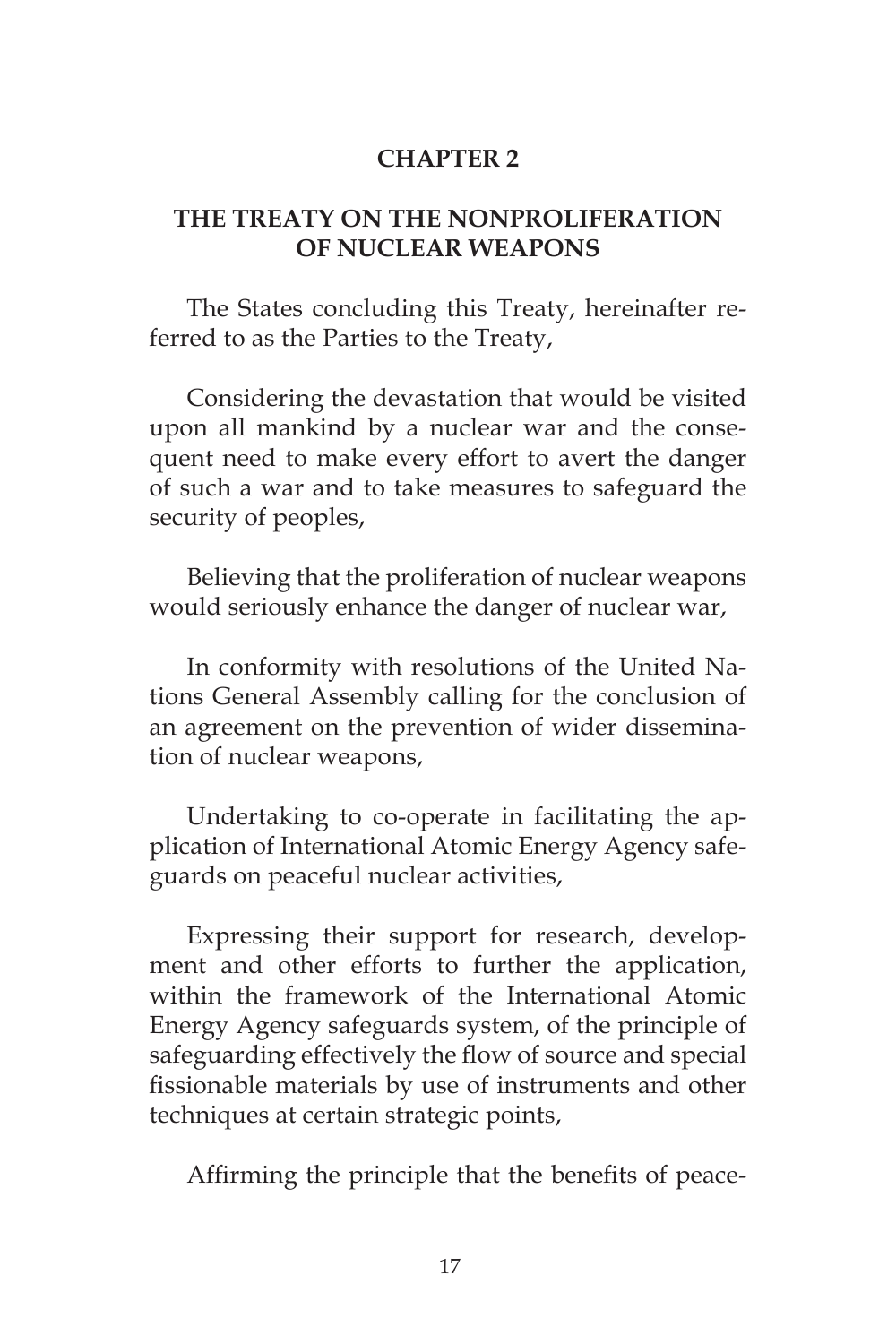# CHAPTER 2

## THE TREATY ON THE NONPROLIFERATION OF NUCLEAR WEAPONS

The States concluding this Treaty, hereinafter referred to as the Parties to the Treaty,

Considering the devastation that would be visited upon all mankind by a nuclear war and the consequent need to make every effort to avert the danger of such a war and to take measures to safeguard the security of peoples,

Believing that the proliferation of nuclear weapons would seriously enhance the danger of nuclear war,

In conformity with resolutions of the United Nations General Assembly calling for the conclusion of an agreement on the prevention of wider dissemination of nuclear weapons,

Undertaking to co-operate in facilitating the application of International Atomic Energy Agency safeguards on peaceful nuclear activities,

Expressing their support for research, development and other efforts to further the application, within the framework of the International Atomic Energy Agency safeguards system, of the principle of safeguarding effectively the flow of source and special fissionable materials by use of instruments and other techniques at certain strategic points,

Affirming the principle that the benefits of peace-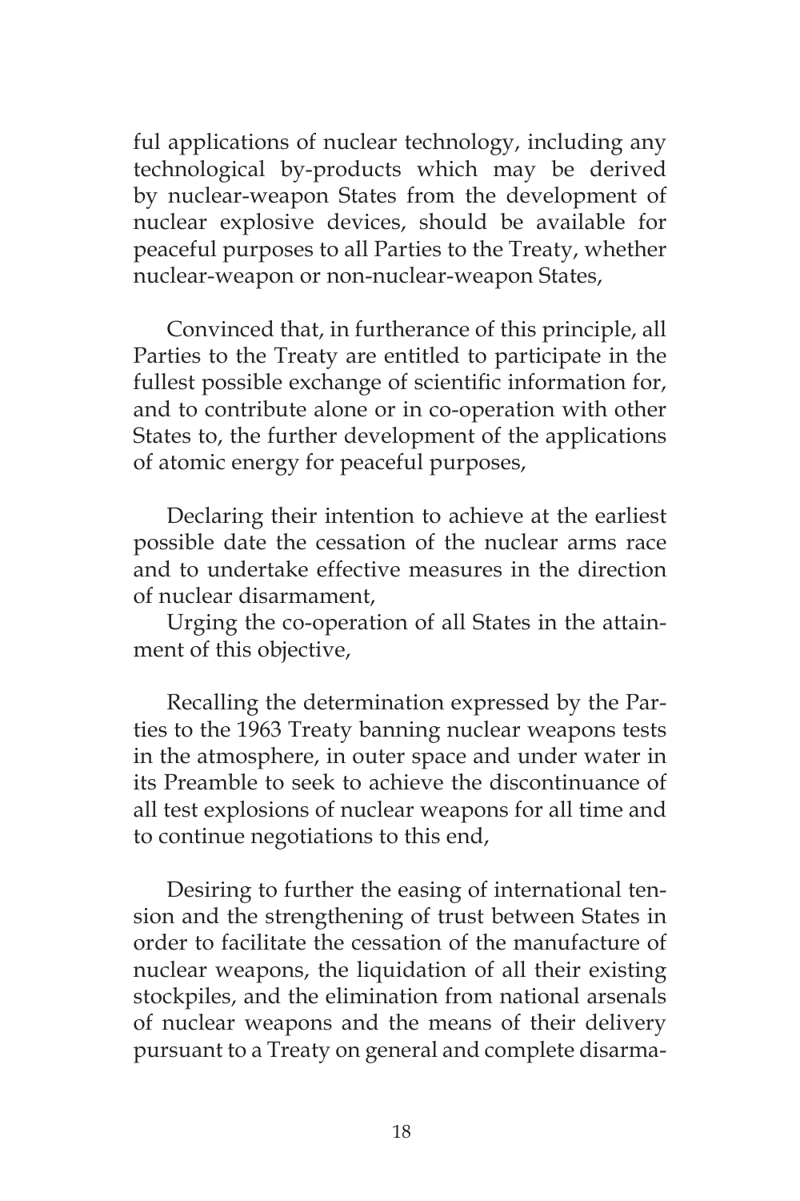ful applications of nuclear technology, including any technological by-products which may be derived by nuclear-weapon States from the development of nuclear explosive devices, should be available for peaceful purposes to all Parties to the Treaty, whether nuclear-weapon or non-nuclear-weapon States,

Convinced that, in furtherance of this principle, all Parties to the Treaty are entitled to participate in the fullest possible exchange of scientific information for, and to contribute alone or in co-operation with other States to, the further development of the applications of atomic energy for peaceful purposes,

Declaring their intention to achieve at the earliest possible date the cessation of the nuclear arms race and to undertake effective measures in the direction of nuclear disarmament,

Urging the co-operation of all States in the attainment of this objective,

Recalling the determination expressed by the Parties to the 1963 Treaty banning nuclear weapons tests in the atmosphere, in outer space and under water in its Preamble to seek to achieve the discontinuance of all test explosions of nuclear weapons for all time and to continue negotiations to this end,

Desiring to further the easing of international tension and the strengthening of trust between States in order to facilitate the cessation of the manufacture of nuclear weapons, the liquidation of all their existing stockpiles, and the elimination from national arsenals of nuclear weapons and the means of their delivery pursuant to a Treaty on general and complete disarma-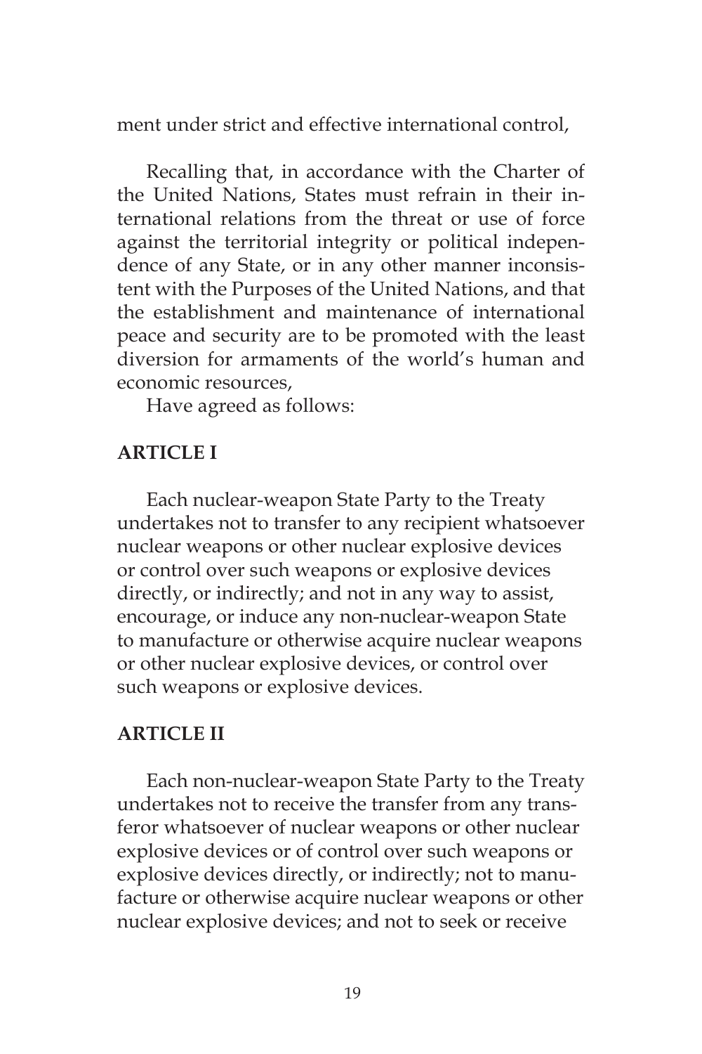ment under strict and effective international control,

Recalling that, in accordance with the Charter of the United Nations, States must refrain in their international relations from the threat or use of force against the territorial integrity or political independence of any State, or in any other manner inconsistent with the Purposes of the United Nations, and that the establishment and maintenance of international peace and security are to be promoted with the least diversion for armaments of the world's human and economic resources,

Have agreed as follows:

## ARTICLE I

Each nuclear-weapon State Party to the Treaty undertakes not to transfer to any recipient whatsoever nuclear weapons or other nuclear explosive devices or control over such weapons or explosive devices directly, or indirectly; and not in any way to assist, encourage, or induce any non-nuclear-weapon State to manufacture or otherwise acquire nuclear weapons or other nuclear explosive devices, or control over such weapons or explosive devices.

## ARTICLE II

Each non-nuclear-weapon State Party to the Treaty undertakes not to receive the transfer from any transferor whatsoever of nuclear weapons or other nuclear explosive devices or of control over such weapons or explosive devices directly, or indirectly; not to manufacture or otherwise acquire nuclear weapons or other nuclear explosive devices; and not to seek or receive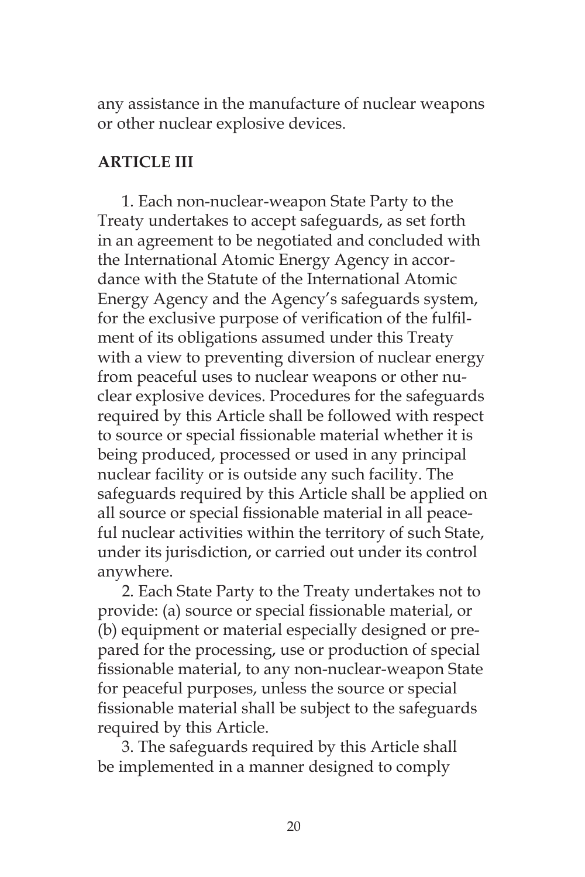any assistance in the manufacture of nuclear weapons or other nuclear explosive devices.

**ARTICLE III**

1. Each non-nuclear-weapon State Party to the Treaty undertakes to accept safeguards, as set forth in an agreement to be negotiated and concluded with the International Atomic Energy Agency in accordance with the Statute of the International Atomic Energy Agency and the Agency's safeguards system, for the exclusive purpose of verification of the fulfilment of its obligations assumed under this Treaty with a view to preventing diversion of nuclear energy from peaceful uses to nuclear weapons or other nuclear explosive devices. Procedures for the safeguards required by this Article shall be followed with respect to source or special fissionable material whether it is being produced, processed or used in any principal nuclear facility or is outside any such facility. The safeguards required by this Article shall be applied on all source or special fissionable material in all peaceful nuclear activities within the territory of such State, under its jurisdiction, or carried out under its control anywhere.

2. Each State Party to the Treaty undertakes not to provide: (a) source or special fissionable material, or (b) equipment or material especially designed or prepared for the processing, use or production of special fissionable material, to any non-nuclear-weapon State for peaceful purposes, unless the source or special fissionable material shall be subject to the safeguards required by this Article.

3. The safeguards required by this Article shall be implemented in a manner designed to comply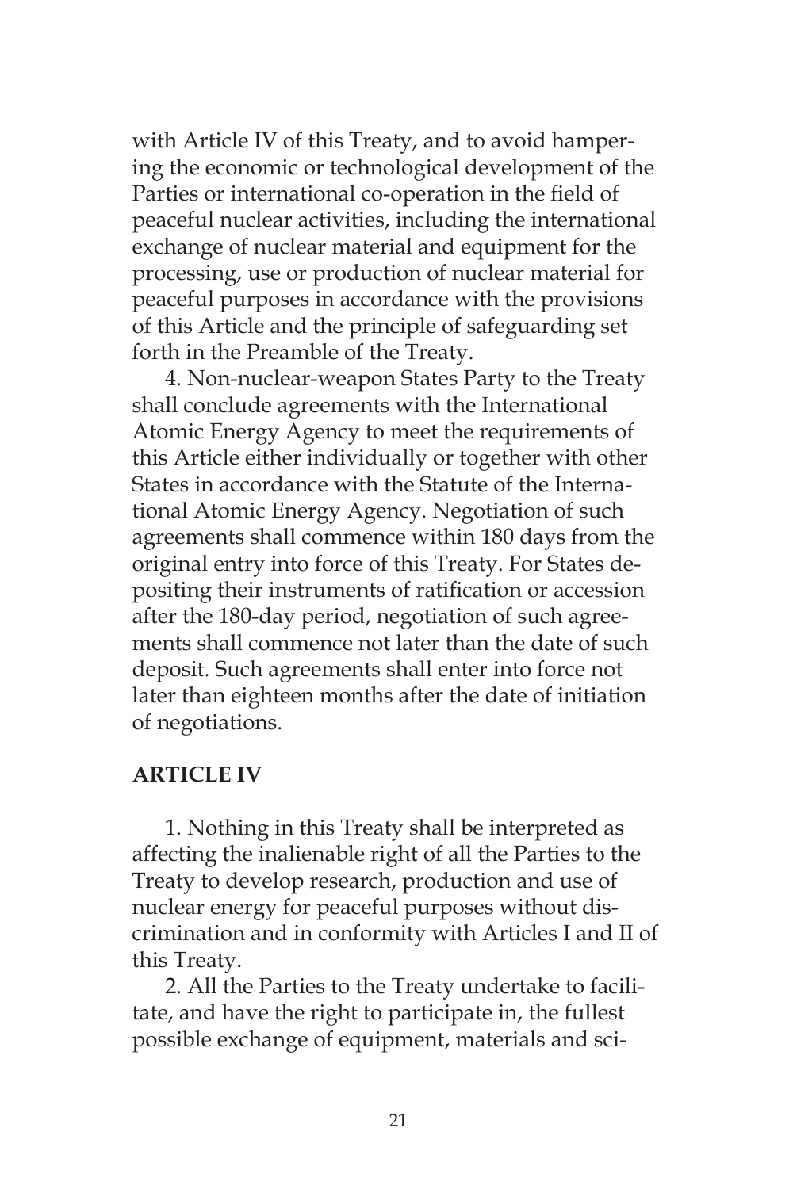with Article IV of this Treaty, and to avoid hampering the economic or technological development of the Parties or international co-operation in the field of peaceful nuclear activities, including the international exchange of nuclear material and equipment for the processing, use or production of nuclear material for peaceful purposes in accordance with the provisions of this Article and the principle of safeguarding set forth in the Preamble of the Treaty.

4. Non-nuclear-weapon States Party to the Treaty shall conclude agreements with the International Atomic Energy Agency to meet the requirements of this Article either individually or together with other States in accordance with the Statute of the International Atomic Energy Agency. Negotiation of such agreements shall commence within 180 days from the original entry into force of this Treaty. For States depositing their instruments of ratification or accession after the 180-day period, negotiation of such agreements shall commence not later than the date of such deposit. Such agreements shall enter into force not later than eighteen months after the date of initiation of negotiations.

**ARTICLE IV**

1. Nothing in this Treaty shall be interpreted as affecting the inalienable right of all the Parties to the Treaty to develop research, production and use of nuclear energy for peaceful purposes without discrimination and in conformity with Articles I and II of this Treaty.

2. All the Parties to the Treaty undertake to facilitate, and have the right to participate in, the fullest possible exchange of equipment, materials and sci-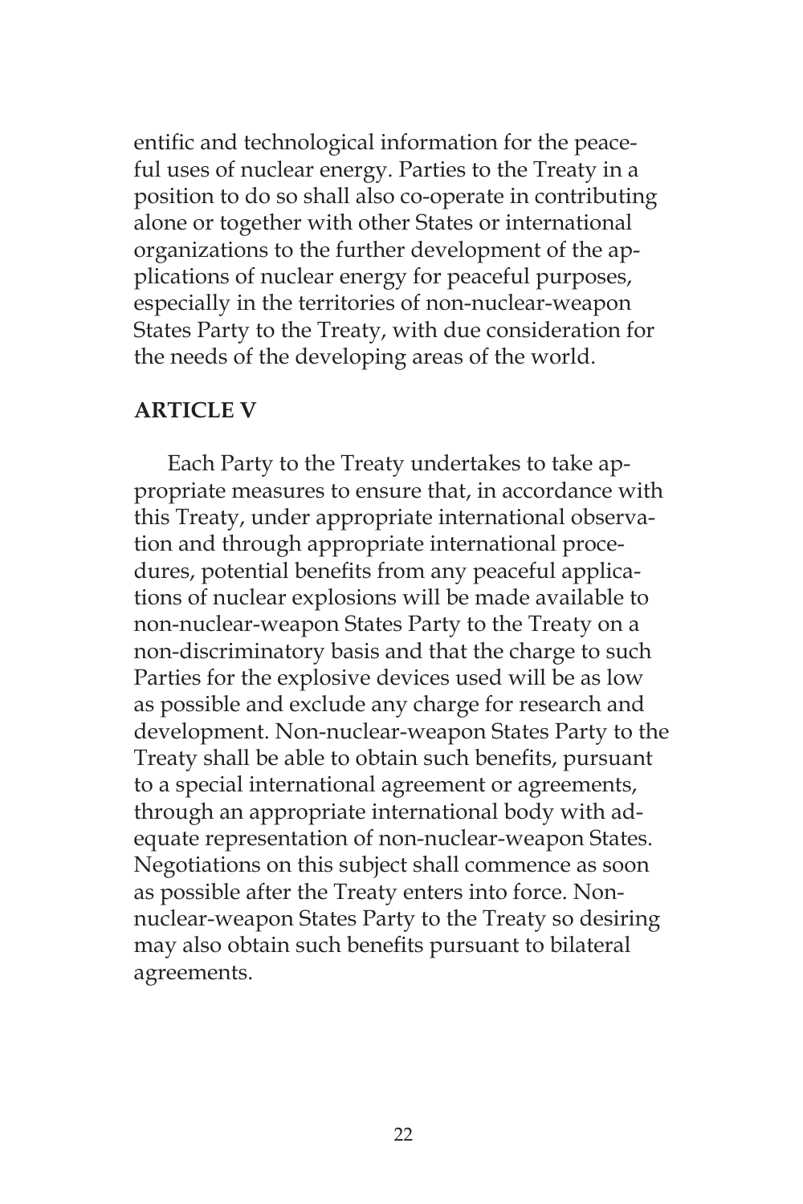entific and technological information for the peaceful uses of nuclear energy. Parties to the Treaty in a position to do so shall also co-operate in contributing alone or together with other States or international organizations to the further development of the applications of nuclear energy for peaceful purposes, especially in the territories of non-nuclear-weapon States Party to the Treaty, with due consideration for the needs of the developing areas of the world.

**ARTICLE V**

Each Party to the Treaty undertakes to take appropriate measures to ensure that, in accordance with this Treaty, under appropriate international observation and through appropriate international procedures, potential benefits from any peaceful applications of nuclear explosions will be made available to non-nuclear-weapon States Party to the Treaty on a non-discriminatory basis and that the charge to such Parties for the explosive devices used will be as low as possible and exclude any charge for research and development. Non-nuclear-weapon States Party to the Treaty shall be able to obtain such benefits, pursuant to a special international agreement or agreements, through an appropriate international body with adequate representation of non-nuclear-weapon States. Negotiations on this subject shall commence as soon as possible after the Treaty enters into force. Non-nuclear-weapon States Party to the Treaty so desiring may also obtain such benefits pursuant to bilateral agreements.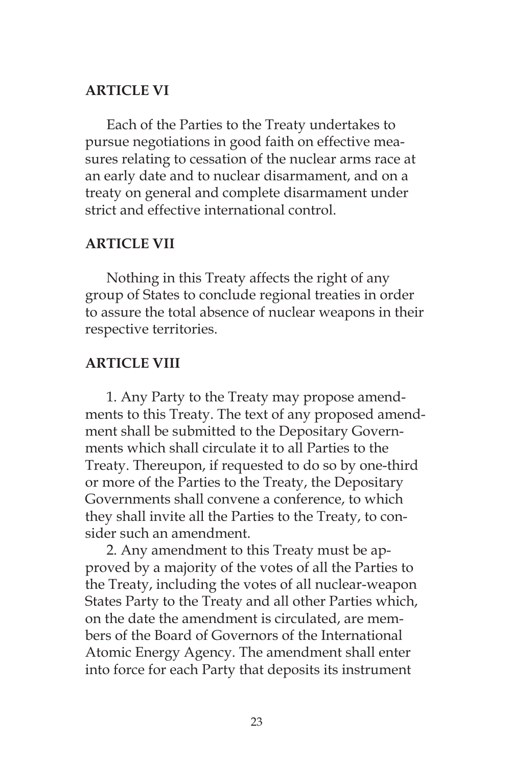## ARTICLE VI

Each of the Parties to the Treaty undertakes to pursue negotiations in good faith on effective measures relating to cessation of the nuclear arms race at an early date and to nuclear disarmament, and on a treaty on general and complete disarmament under strict and effective international control.

## ARTICLE VII

Nothing in this Treaty affects the right of any group of States to conclude regional treaties in order to assure the total absence of nuclear weapons in their respective territories.

## ARTICLE VIII

1. Any Party to the Treaty may propose amendments to this Treaty. The text of any proposed amendment shall be submitted to the Depositary Governments which shall circulate it to all Parties to the Treaty. Thereupon, if requested to do so by one-third or more of the Parties to the Treaty, the Depositary Governments shall convene a conference, to which they shall invite all the Parties to the Treaty, to consider such an amendment.

2. Any amendment to this Treaty must be approved by a majority of the votes of all the Parties to the Treaty, including the votes of all nuclear-weapon States Party to the Treaty and all other Parties which, on the date the amendment is circulated, are members of the Board of Governors of the International Atomic Energy Agency. The amendment shall enter into force for each Party that deposits its instrument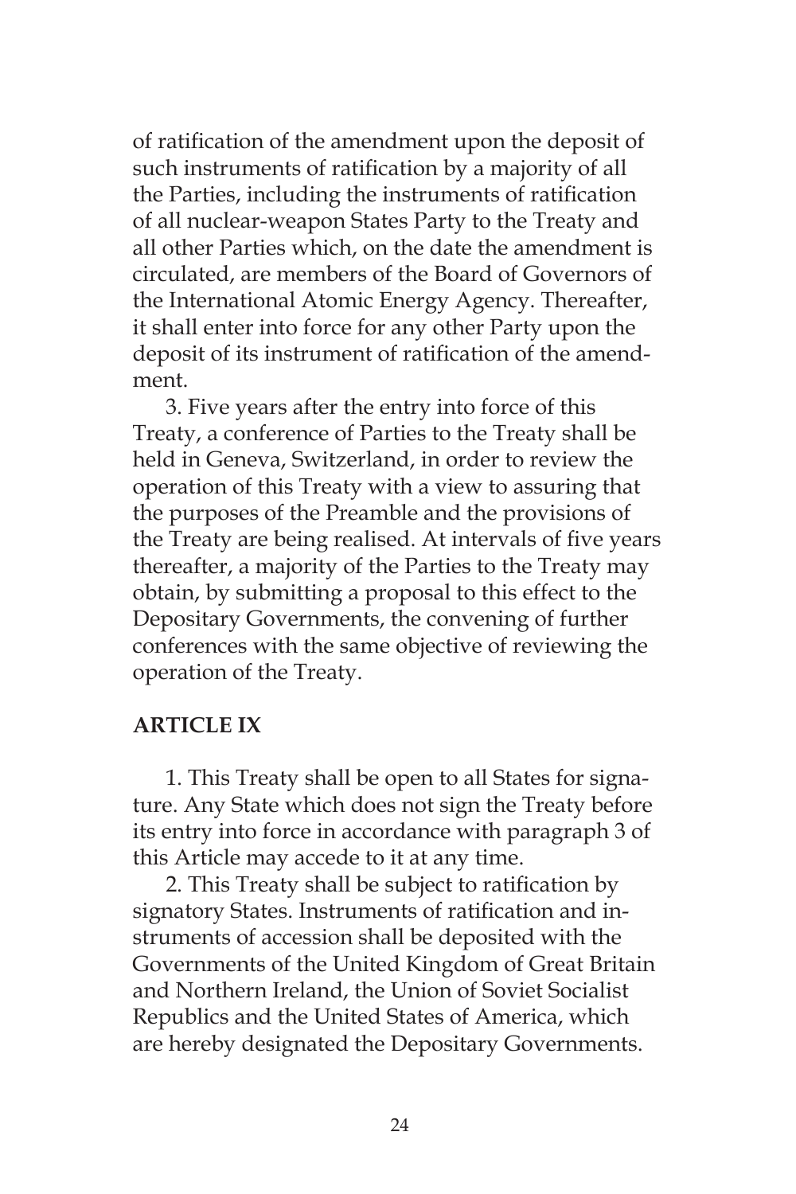of ratification of the amendment upon the deposit of such instruments of ratification by a majority of all the Parties, including the instruments of ratification of all nuclear-weapon States Party to the Treaty and all other Parties which, on the date the amendment is circulated, are members of the Board of Governors of the International Atomic Energy Agency. Thereafter, it shall enter into force for any other Party upon the deposit of its instrument of ratification of the amendment.

3. Five years after the entry into force of this Treaty, a conference of Parties to the Treaty shall be held in Geneva, Switzerland, in order to review the operation of this Treaty with a view to assuring that the purposes of the Preamble and the provisions of the Treaty are being realised. At intervals of five years thereafter, a majority of the Parties to the Treaty may obtain, by submitting a proposal to this effect to the Depositary Governments, the convening of further conferences with the same objective of reviewing the operation of the Treaty.

**ARTICLE IX**

1. This Treaty shall be open to all States for signature. Any State which does not sign the Treaty before its entry into force in accordance with paragraph 3 of this Article may accede to it at any time.

2. This Treaty shall be subject to ratification by signatory States. Instruments of ratification and instruments of accession shall be deposited with the Governments of the United Kingdom of Great Britain and Northern Ireland, the Union of Soviet Socialist Republics and the United States of America, which are hereby designated the Depositary Governments.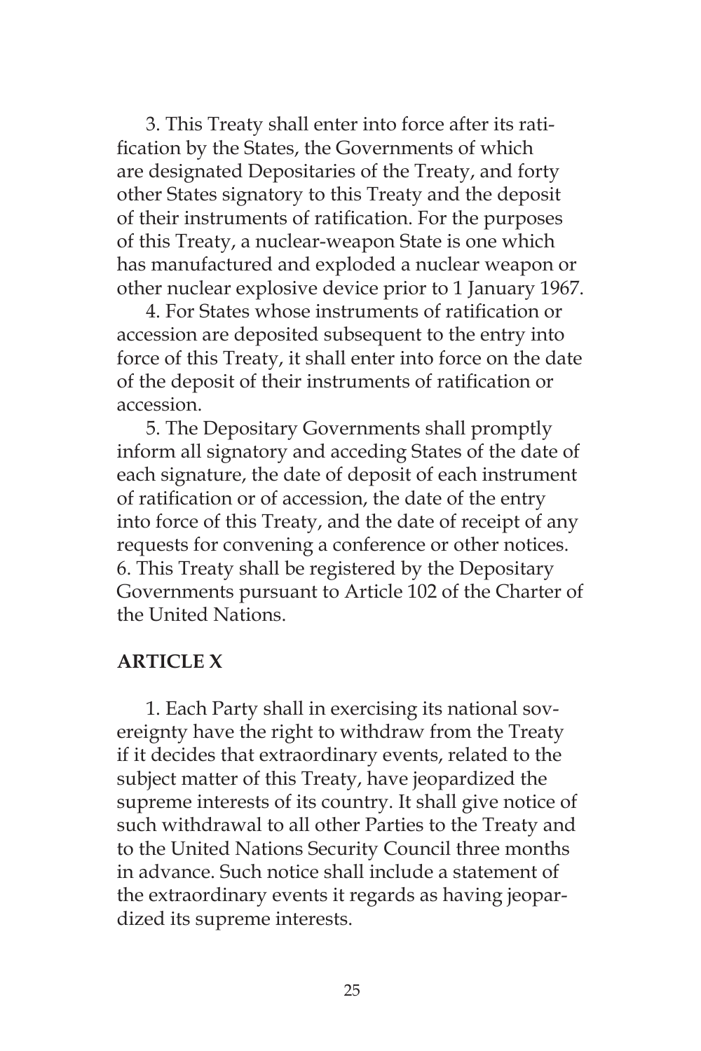3. This Treaty shall enter into force after its ratification by the States, the Governments of which are designated Depositaries of the Treaty, and forty other States signatory to this Treaty and the deposit of their instruments of ratification. For the purposes of this Treaty, a nuclear-weapon State is one which has manufactured and exploded a nuclear weapon or other nuclear explosive device prior to 1 January 1967.

4. For States whose instruments of ratification or accession are deposited subsequent to the entry into force of this Treaty, it shall enter into force on the date of the deposit of their instruments of ratification or accession.

5. The Depositary Governments shall promptly inform all signatory and acceding States of the date of each signature, the date of deposit of each instrument of ratification or of accession, the date of the entry into force of this Treaty, and the date of receipt of any requests for convening a conference or other notices.

6. This Treaty shall be registered by the Depositary Governments pursuant to Article 102 of the Charter of the United Nations.

**ARTICLE X**

1. Each Party shall in exercising its national sovereignty have the right to withdraw from the Treaty if it decides that extraordinary events, related to the subject matter of this Treaty, have jeopardized the supreme interests of its country. It shall give notice of such withdrawal to all other Parties to the Treaty and to the United Nations Security Council three months in advance. Such notice shall include a statement of the extraordinary events it regards as having jeopardized its supreme interests.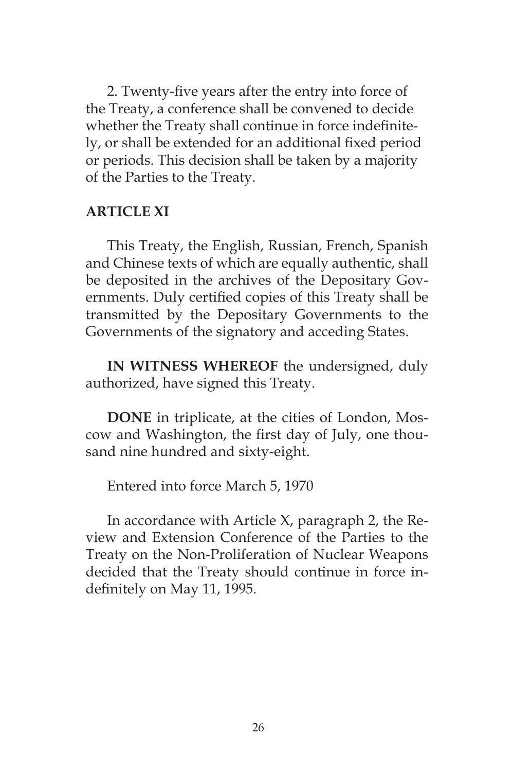2. Twenty-five years after the entry into force of the Treaty, a conference shall be convened to decide whether the Treaty shall continue in force indefinitely, or shall be extended for an additional fixed period or periods. This decision shall be taken by a majority of the Parties to the Treaty.

## ARTICLE XI

This Treaty, the English, Russian, French, Spanish and Chinese texts of which are equally authentic, shall be deposited in the archives of the Depositary Governments. Duly certified copies of this Treaty shall be transmitted by the Depositary Governments to the Governments of the signatory and acceding States.

**IN WITNESS WHEREOF** the undersigned, duly authorized, have signed this Treaty.

**DONE** in triplicate, at the cities of London, Moscow and Washington, the first day of July, one thousand nine hundred and sixty-eight.

Entered into force March 5, 1970

In accordance with Article X, paragraph 2, the Review and Extension Conference of the Parties to the Treaty on the Non-Proliferation of Nuclear Weapons decided that the Treaty should continue in force indefinitely on May 11, 1995.